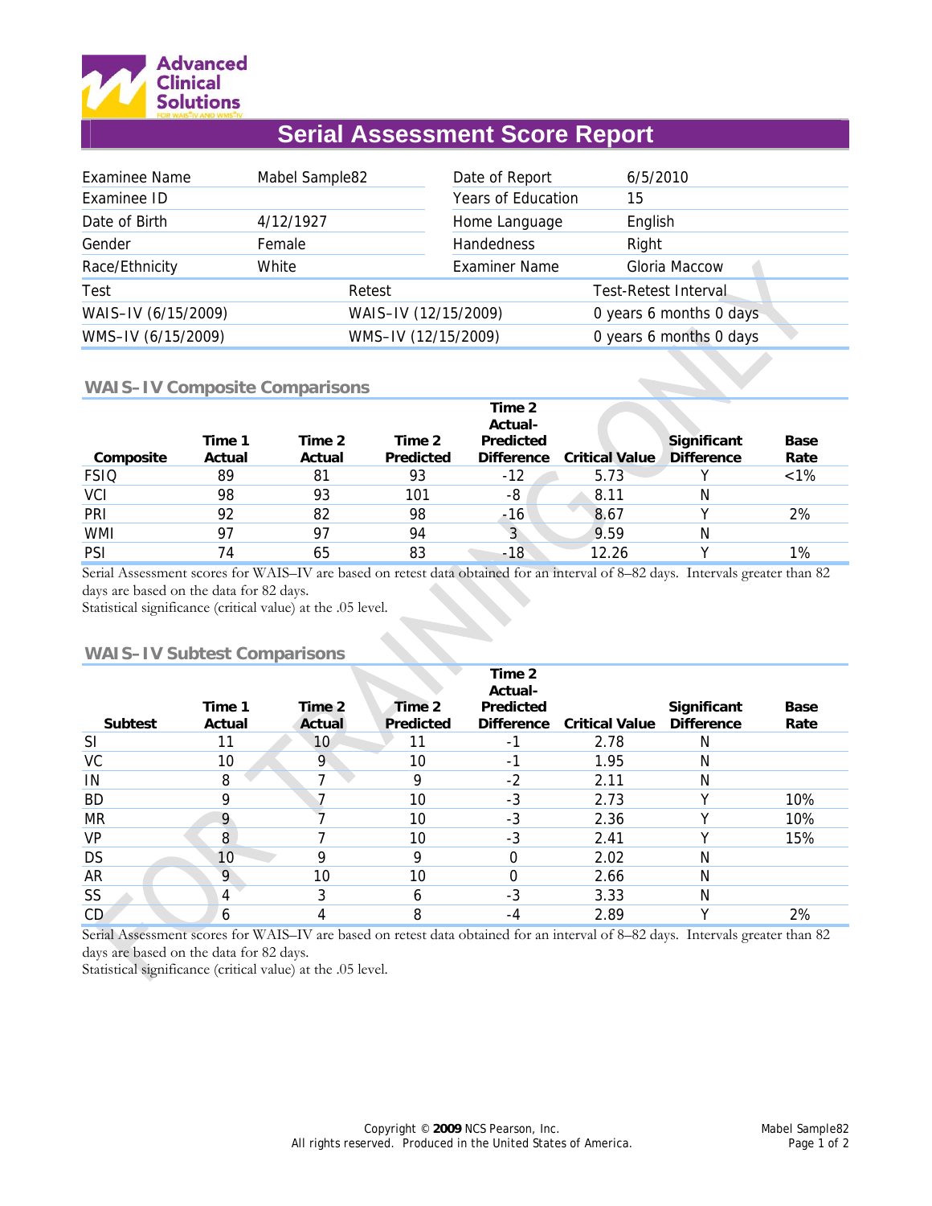Advanced Clinical Solutions

# Serial Assessment Score Report

| | | | |
|---|---|---|---|
| Examinee Name | Mabel Sample82 | Date of Report | 6/5/2010 |
| Examinee ID | | Years of Education | 15 |
| Date of Birth | 4/12/1927 | Home Language | English |
| Gender | Female | Handedness | Right |
| Race/Ethnicity | White | Examiner Name | Gloria Maccow |

| Test | Retest | Test-Retest Interval |
|---|---|---|
| WAIS–IV (6/15/2009) | WAIS–IV (12/15/2009) | 0 years 6 months 0 days |
| WMS–IV (6/15/2009) | WMS–IV (12/15/2009) | 0 years 6 months 0 days |

## WAIS–IV Composite Comparisons

| Composite | Time 1 Actual | Time 2 Actual | Time 2 Predicted | Time 2 Actual-Predicted Difference | Critical Value | Significant Difference | Base Rate |
|---|---|---|---|---|---|---|---|
| FSIQ | 89 | 81 | 93 | -12 | 5.73 | Y | <1% |
| VCI | 98 | 93 | 101 | -8 | 8.11 | N | |
| PRI | 92 | 82 | 98 | -16 | 8.67 | Y | 2% |
| WMI | 97 | 97 | 94 | 3 | 9.59 | N | |
| PSI | 74 | 65 | 83 | -18 | 12.26 | Y | 1% |

Serial Assessment scores for WAIS–IV are based on retest data obtained for an interval of 8–82 days. Intervals greater than 82 days are based on the data for 82 days.
Statistical significance (critical value) at the .05 level.

## WAIS–IV Subtest Comparisons

| Subtest | Time 1 Actual | Time 2 Actual | Time 2 Predicted | Time 2 Actual-Predicted Difference | Critical Value | Significant Difference | Base Rate |
|---|---|---|---|---|---|---|---|
| SI | 11 | 10 | 11 | -1 | 2.78 | N | |
| VC | 10 | 9 | 10 | -1 | 1.95 | N | |
| IN | 8 | 7 | 9 | -2 | 2.11 | N | |
| BD | 9 | 7 | 10 | -3 | 2.73 | Y | 10% |
| MR | 9 | 7 | 10 | -3 | 2.36 | Y | 10% |
| VP | 8 | 7 | 10 | -3 | 2.41 | Y | 15% |
| DS | 10 | 9 | 9 | 0 | 2.02 | N | |
| AR | 9 | 10 | 10 | 0 | 2.66 | N | |
| SS | 4 | 3 | 6 | -3 | 3.33 | N | |
| CD | 6 | 4 | 8 | -4 | 2.89 | Y | 2% |

Serial Assessment scores for WAIS–IV are based on retest data obtained for an interval of 8–82 days. Intervals greater than 82 days are based on the data for 82 days.
Statistical significance (critical value) at the .05 level.

Copyright © **2009** NCS Pearson, Inc.
All rights reserved. Produced in the United States of America.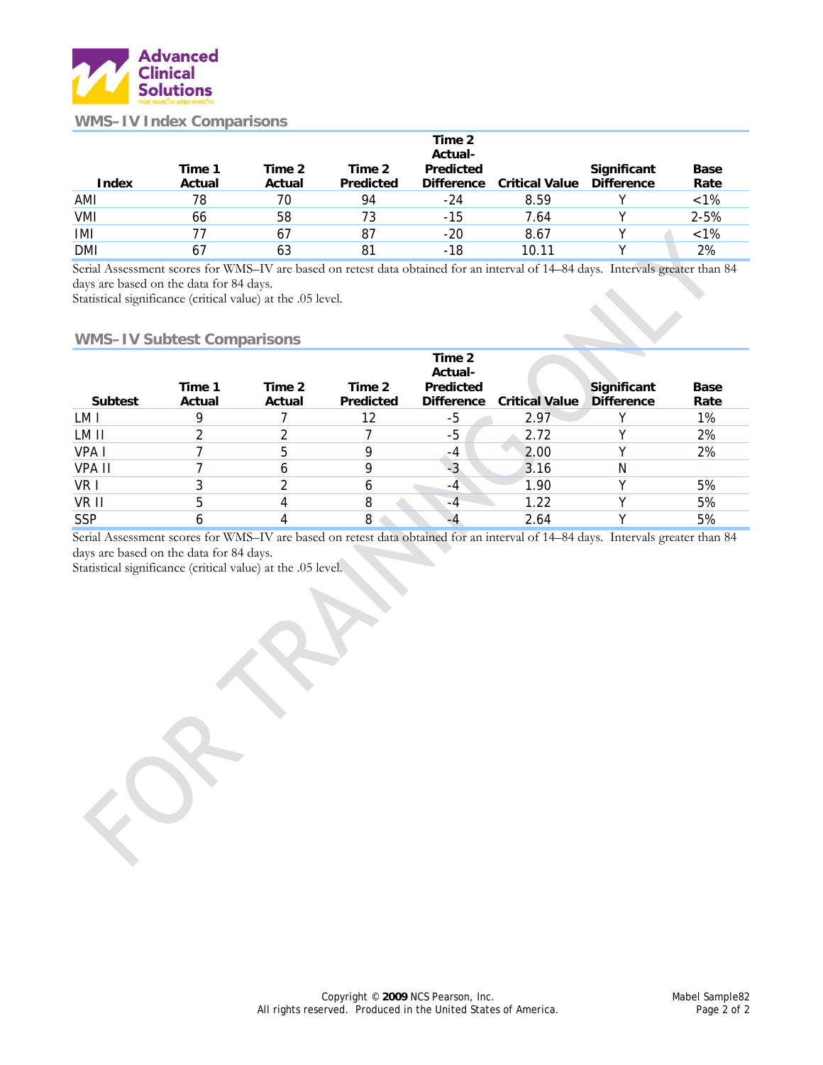## WMS–IV Index Comparisons

| Index | Time 1 Actual | Time 2 Actual | Time 2 Predicted | Time 2 Actual-Predicted Difference | Critical Value | Significant Difference | Base Rate |
|---|---|---|---|---|---|---|---|
| AMI | 78 | 70 | 94 | -24 | 8.59 | Y | <1% |
| VMI | 66 | 58 | 73 | -15 | 7.64 | Y | 2-5% |
| IMI | 77 | 67 | 87 | -20 | 8.67 | Y | <1% |
| DMI | 67 | 63 | 81 | -18 | 10.11 | Y | 2% |

Serial Assessment scores for WMS–IV are based on retest data obtained for an interval of 14–84 days. Intervals greater than 84 days are based on the data for 84 days.
Statistical significance (critical value) at the .05 level.

## WMS–IV Subtest Comparisons

| Subtest | Time 1 Actual | Time 2 Actual | Time 2 Predicted | Time 2 Actual-Predicted Difference | Critical Value | Significant Difference | Base Rate |
|---|---|---|---|---|---|---|---|
| LM I | 9 | 7 | 12 | -5 | 2.97 | Y | 1% |
| LM II | 2 | 2 | 7 | -5 | 2.72 | Y | 2% |
| VPA I | 7 | 5 | 9 | -4 | 2.00 | Y | 2% |
| VPA II | 7 | 6 | 9 | -3 | 3.16 | N | |
| VR I | 3 | 2 | 6 | -4 | 1.90 | Y | 5% |
| VR II | 5 | 4 | 8 | -4 | 1.22 | Y | 5% |
| SSP | 6 | 4 | 8 | -4 | 2.64 | Y | 5% |

Serial Assessment scores for WMS–IV are based on retest data obtained for an interval of 14–84 days. Intervals greater than 84 days are based on the data for 84 days.
Statistical significance (critical value) at the .05 level.